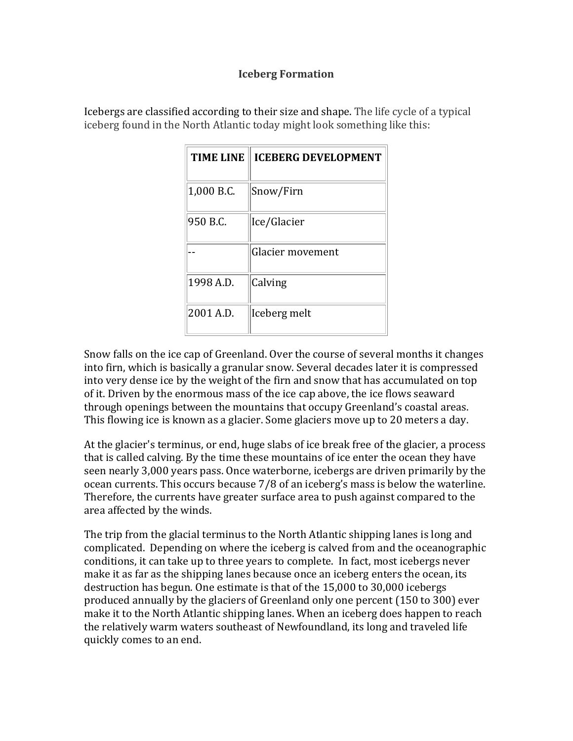# Iceberg Formation

Icebergs are classified according to their size and shape. The life cycle of a typical iceberg found in the North Atlantic today might look something like this:

| TIME LINE | ICEBERG DEVELOPMENT |
| --- | --- |
| 1,000 B.C. | Snow/Firn |
| 950 B.C. | Ice/Glacier |
| -- | Glacier movement |
| 1998 A.D. | Calving |
| 2001 A.D. | Iceberg melt |

Snow falls on the ice cap of Greenland. Over the course of several months it changes into firn, which is basically a granular snow. Several decades later it is compressed into very dense ice by the weight of the firn and snow that has accumulated on top of it. Driven by the enormous mass of the ice cap above, the ice flows seaward through openings between the mountains that occupy Greenland's coastal areas. This flowing ice is known as a glacier. Some glaciers move up to 20 meters a day.

At the glacier's terminus, or end, huge slabs of ice break free of the glacier, a process that is called calving. By the time these mountains of ice enter the ocean they have seen nearly 3,000 years pass. Once waterborne, icebergs are driven primarily by the ocean currents. This occurs because 7/8 of an iceberg's mass is below the waterline. Therefore, the currents have greater surface area to push against compared to the area affected by the winds.

The trip from the glacial terminus to the North Atlantic shipping lanes is long and complicated. Depending on where the iceberg is calved from and the oceanographic conditions, it can take up to three years to complete. In fact, most icebergs never make it as far as the shipping lanes because once an iceberg enters the ocean, its destruction has begun. One estimate is that of the 15,000 to 30,000 icebergs produced annually by the glaciers of Greenland only one percent (150 to 300) ever make it to the North Atlantic shipping lanes. When an iceberg does happen to reach the relatively warm waters southeast of Newfoundland, its long and traveled life quickly comes to an end.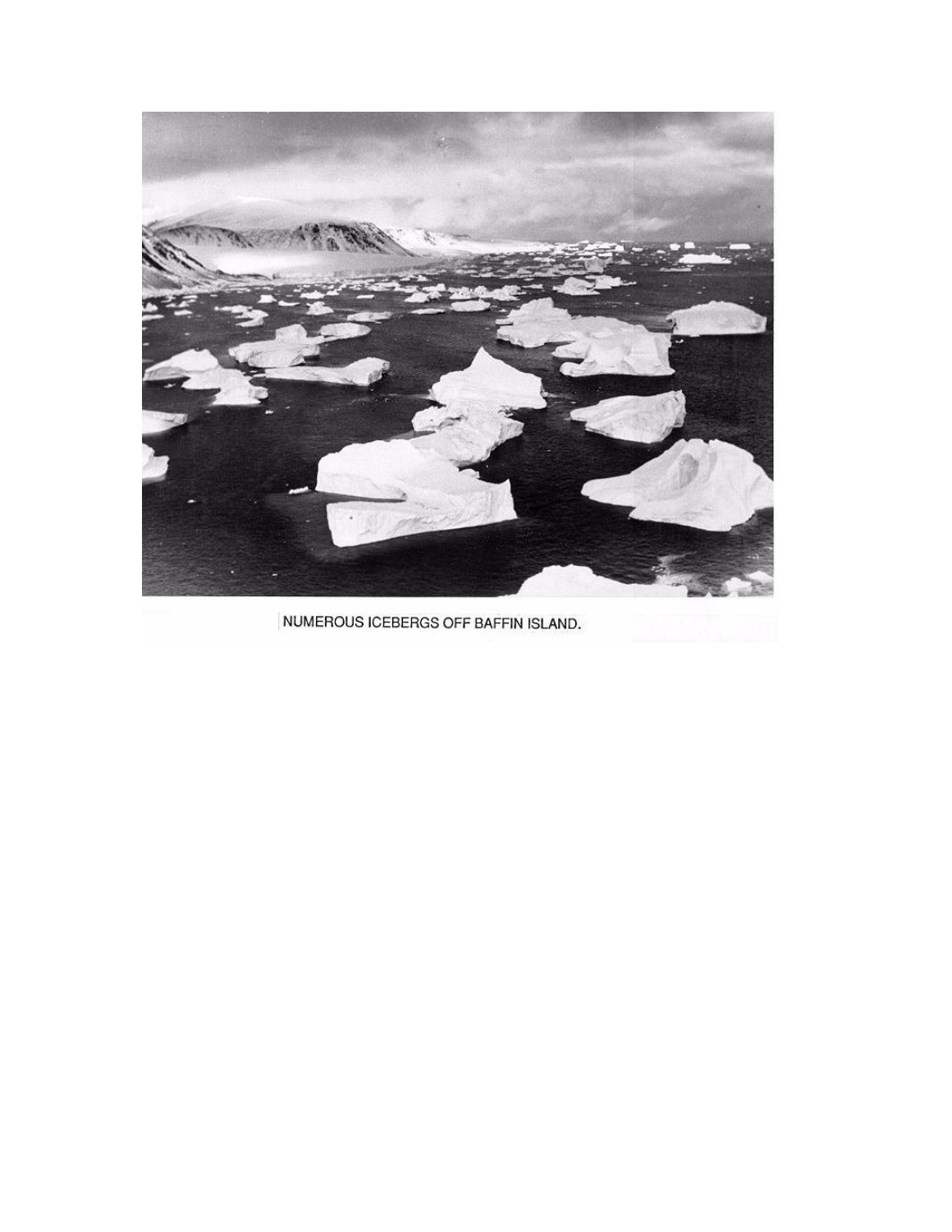NUMEROUS ICEBERGS OFF BAFFIN ISLAND.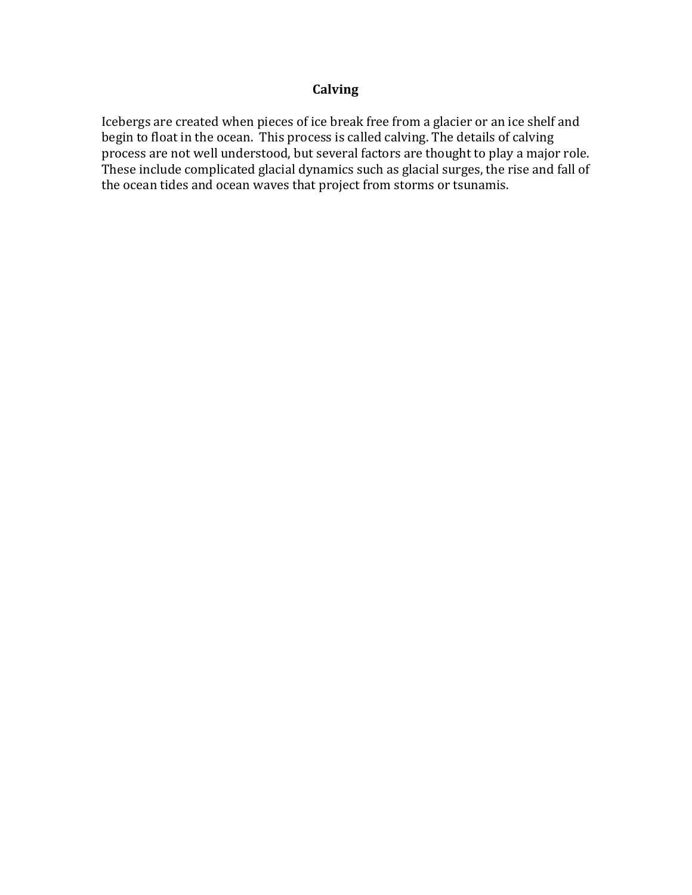# Calving

Icebergs are created when pieces of ice break free from a glacier or an ice shelf and begin to float in the ocean. This process is called calving. The details of calving process are not well understood, but several factors are thought to play a major role. These include complicated glacial dynamics such as glacial surges, the rise and fall of the ocean tides and ocean waves that project from storms or tsunamis.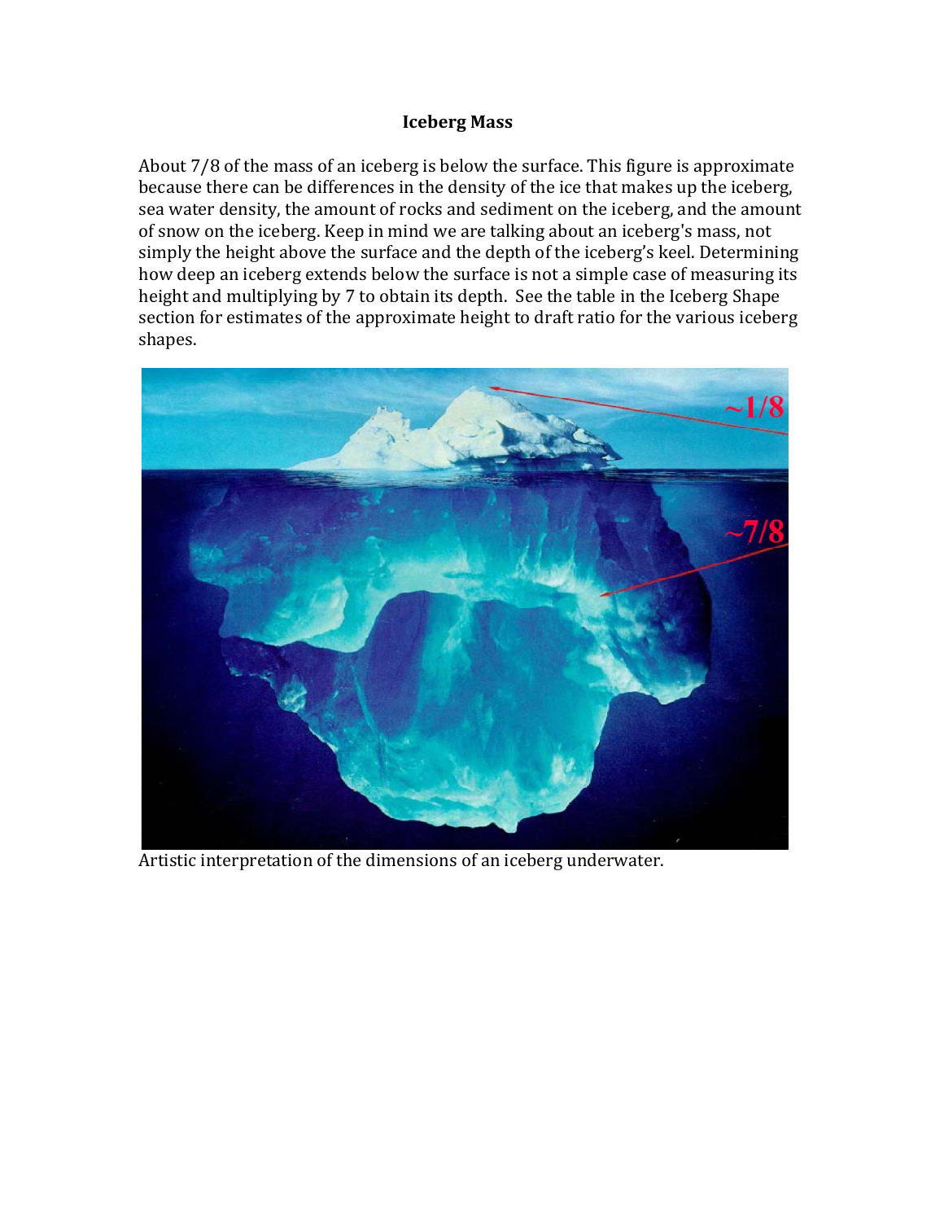# Iceberg Mass

About 7/8 of the mass of an iceberg is below the surface. This figure is approximate because there can be differences in the density of the ice that makes up the iceberg, sea water density, the amount of rocks and sediment on the iceberg, and the amount of snow on the iceberg. Keep in mind we are talking about an iceberg's mass, not simply the height above the surface and the depth of the iceberg's keel. Determining how deep an iceberg extends below the surface is not a simple case of measuring its height and multiplying by 7 to obtain its depth. See the table in the Iceberg Shape section for estimates of the approximate height to draft ratio for the various iceberg shapes.

Artistic interpretation of the dimensions of an iceberg underwater.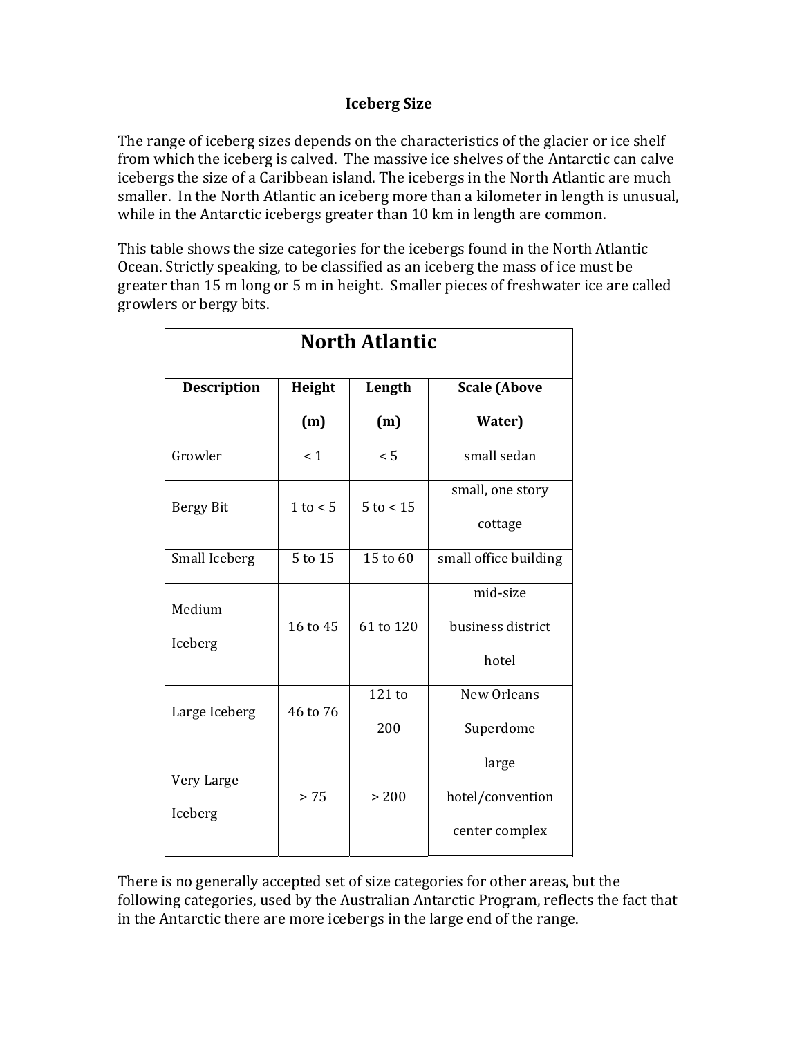# Iceberg Size

The range of iceberg sizes depends on the characteristics of the glacier or ice shelf from which the iceberg is calved. The massive ice shelves of the Antarctic can calve icebergs the size of a Caribbean island. The icebergs in the North Atlantic are much smaller. In the North Atlantic an iceberg more than a kilometer in length is unusual, while in the Antarctic icebergs greater than 10 km in length are common.

This table shows the size categories for the icebergs found in the North Atlantic Ocean. Strictly speaking, to be classified as an iceberg the mass of ice must be greater than 15 m long or 5 m in height. Smaller pieces of freshwater ice are called growlers or bergy bits.

| North Atlantic | | | |
|---|---|---|---|
| **Description** | **Height (m)** | **Length (m)** | **Scale (Above Water)** |
| Growler | < 1 | < 5 | small sedan |
| Bergy Bit | 1 to < 5 | 5 to < 15 | small, one story cottage |
| Small Iceberg | 5 to 15 | 15 to 60 | small office building |
| Medium Iceberg | 16 to 45 | 61 to 120 | mid-size business district hotel |
| Large Iceberg | 46 to 76 | 121 to 200 | New Orleans Superdome |
| Very Large Iceberg | > 75 | > 200 | large hotel/convention center complex |

There is no generally accepted set of size categories for other areas, but the following categories, used by the Australian Antarctic Program, reflects the fact that in the Antarctic there are more icebergs in the large end of the range.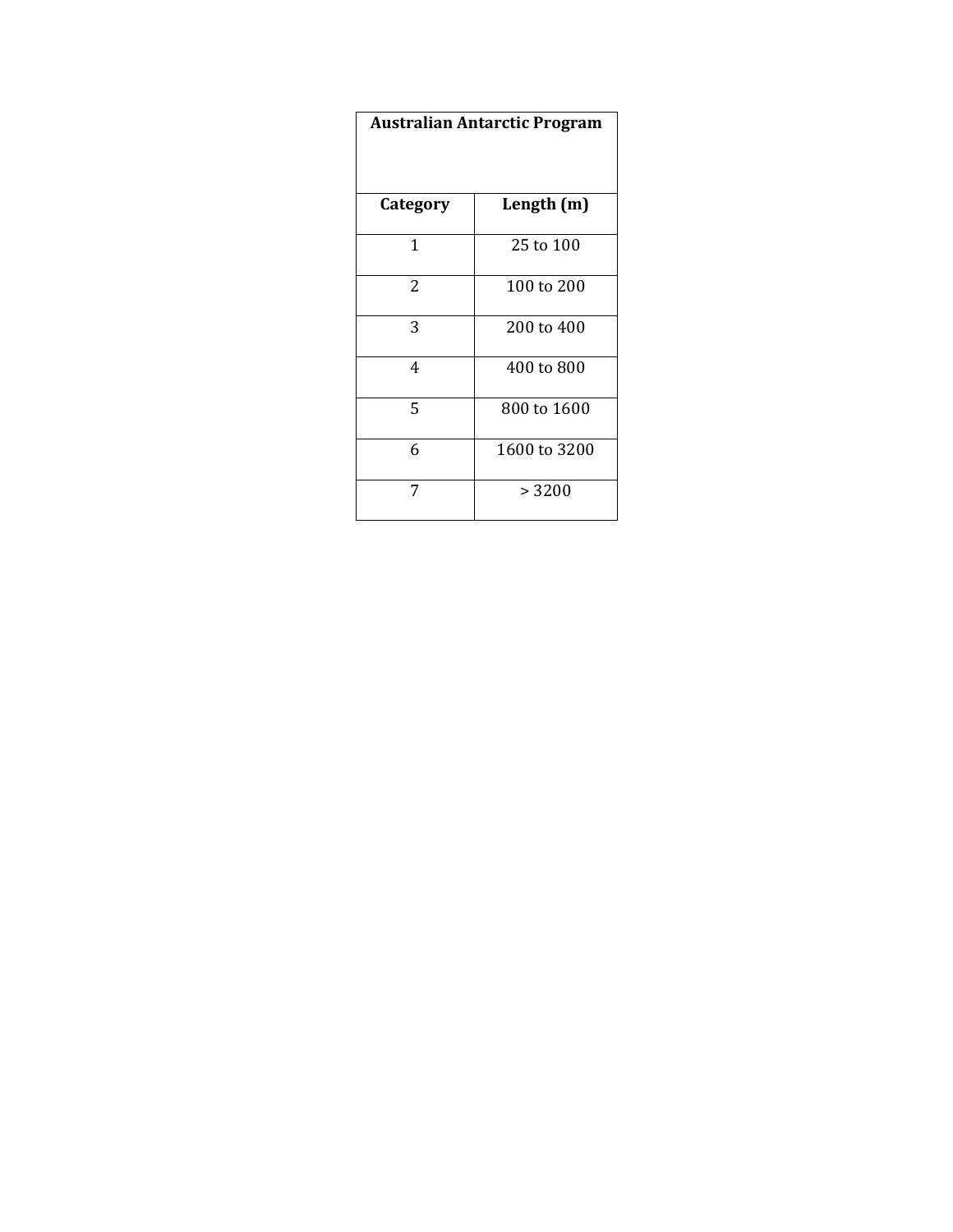| Australian Antarctic Program | |
|---|---|
| **Category** | **Length (m)** |
| 1 | 25 to 100 |
| 2 | 100 to 200 |
| 3 | 200 to 400 |
| 4 | 400 to 800 |
| 5 | 800 to 1600 |
| 6 | 1600 to 3200 |
| 7 | > 3200 |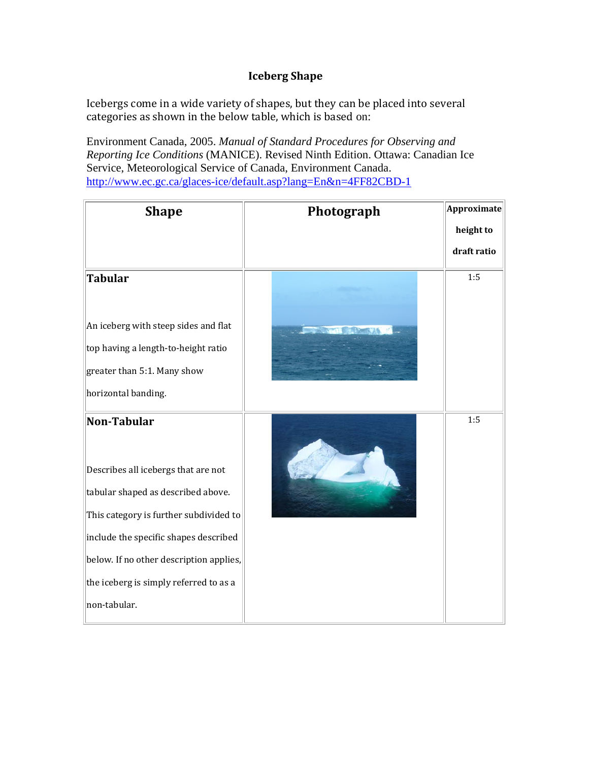# Iceberg Shape

Icebergs come in a wide variety of shapes, but they can be placed into several categories as shown in the below table, which is based on:

Environment Canada, 2005. *Manual of Standard Procedures for Observing and Reporting Ice Conditions* (MANICE). Revised Ninth Edition. Ottawa: Canadian Ice Service, Meteorological Service of Canada, Environment Canada. http://www.ec.gc.ca/glaces-ice/default.asp?lang=En&n=4FF82CBD-1

| Shape | Photograph | Approximate height to draft ratio |
|---|---|---|
| **Tabular** <br><br> An iceberg with steep sides and flat top having a length-to-height ratio greater than 5:1. Many show horizontal banding. | | 1:5 |
| **Non-Tabular** <br><br> Describes all icebergs that are not tabular shaped as described above. This category is further subdivided to include the specific shapes described below. If no other description applies, the iceberg is simply referred to as a non-tabular. | | 1:5 |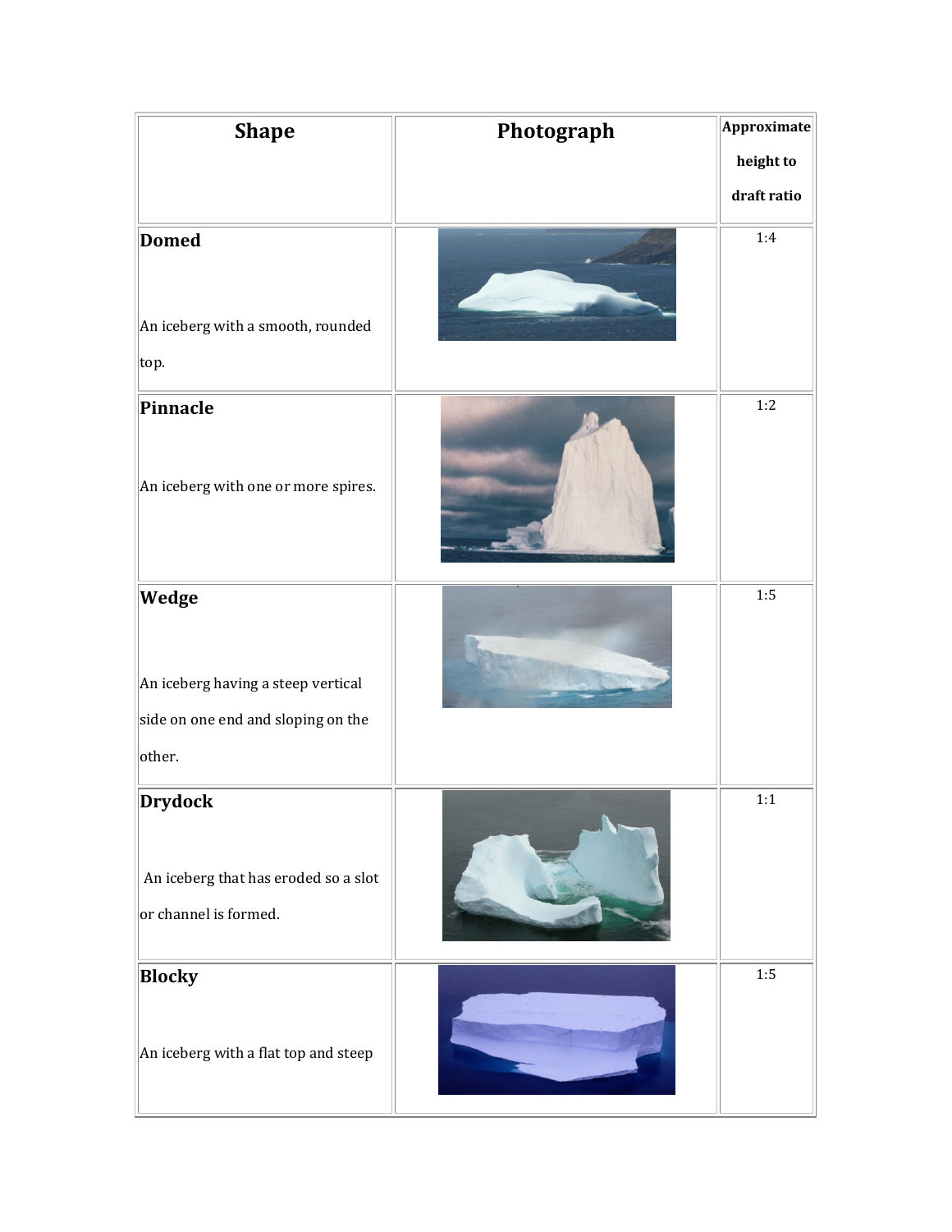| Shape | Photograph | Approximate height to draft ratio |
|---|---|---|
| **Domed**<br><br>An iceberg with a smooth, rounded top. | | 1:4 |
| **Pinnacle**<br><br>An iceberg with one or more spires. | | 1:2 |
| **Wedge**<br><br>An iceberg having a steep vertical side on one end and sloping on the other. | | 1:5 |
| **Drydock**<br><br>An iceberg that has eroded so a slot or channel is formed. | | 1:1 |
| **Blocky**<br><br>An iceberg with a flat top and steep | | 1:5 |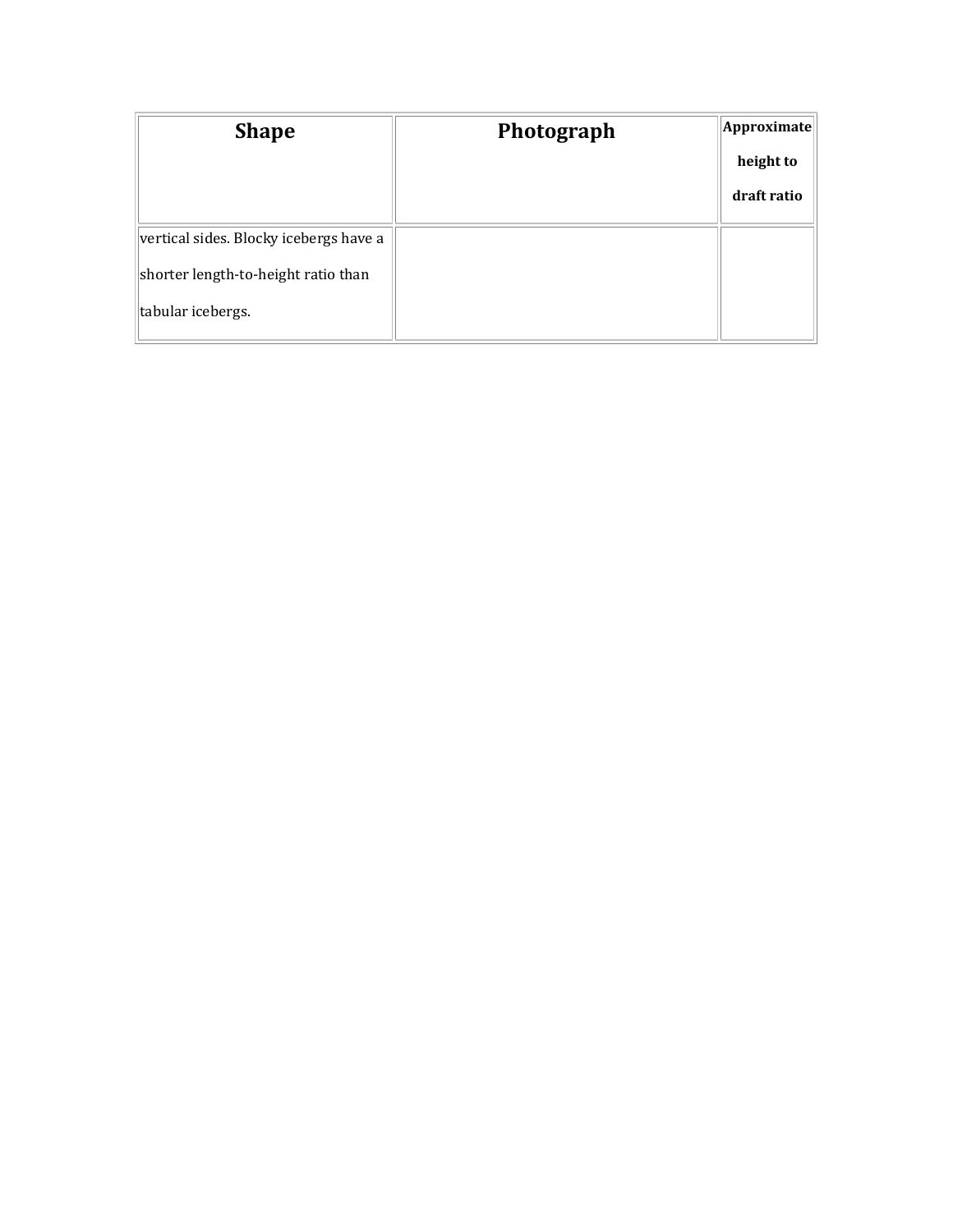| Shape | Photograph | Approximate height to draft ratio |
| --- | --- | --- |
| vertical sides. Blocky icebergs have a shorter length-to-height ratio than tabular icebergs. | | |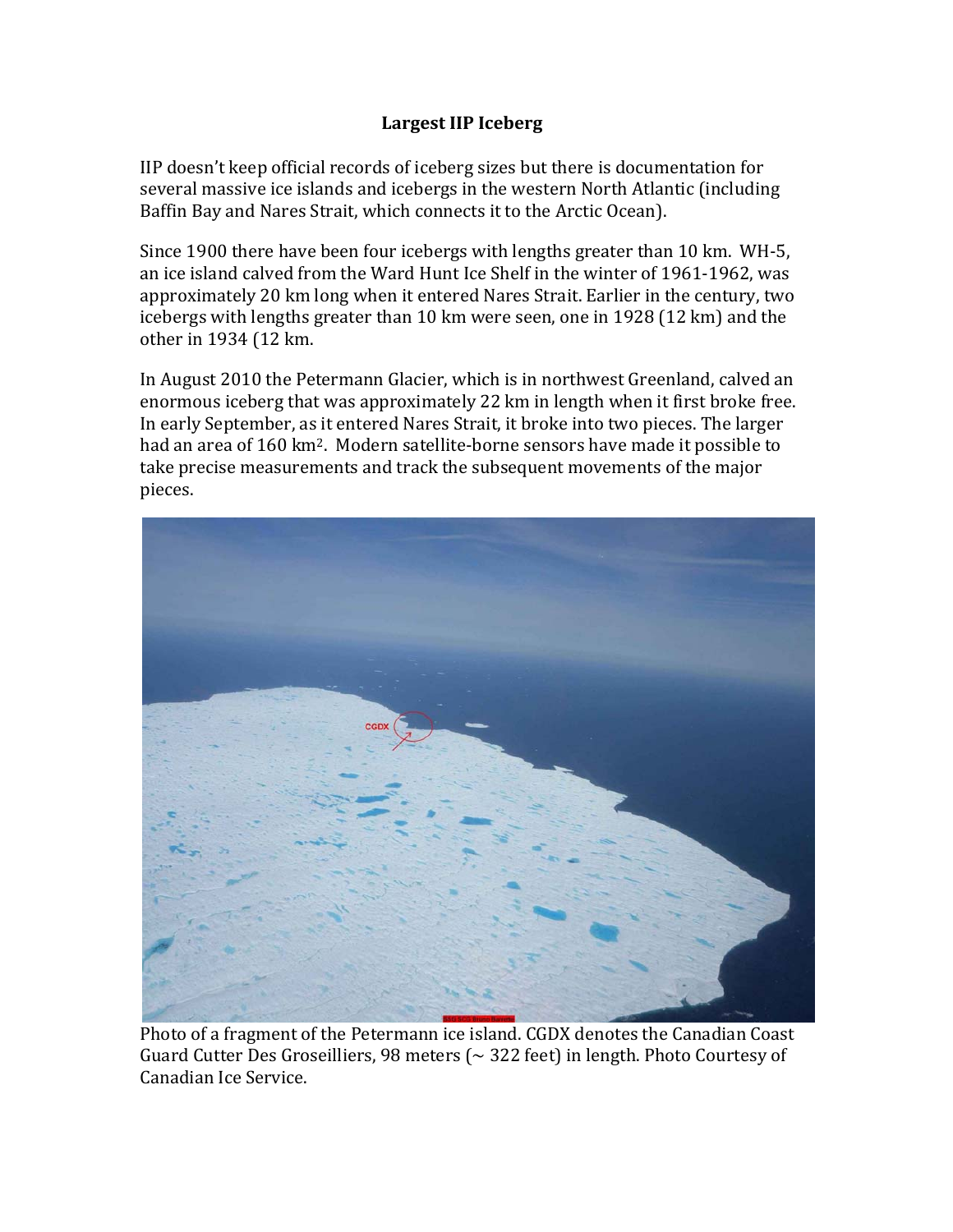# Largest IIP Iceberg

IIP doesn't keep official records of iceberg sizes but there is documentation for several massive ice islands and icebergs in the western North Atlantic (including Baffin Bay and Nares Strait, which connects it to the Arctic Ocean).

Since 1900 there have been four icebergs with lengths greater than 10 km. WH-5, an ice island calved from the Ward Hunt Ice Shelf in the winter of 1961-1962, was approximately 20 km long when it entered Nares Strait. Earlier in the century, two icebergs with lengths greater than 10 km were seen, one in 1928 (12 km) and the other in 1934 (12 km.

In August 2010 the Petermann Glacier, which is in northwest Greenland, calved an enormous iceberg that was approximately 22 km in length when it first broke free. In early September, as it entered Nares Strait, it broke into two pieces. The larger had an area of 160 $km^2$. Modern satellite-borne sensors have made it possible to take precise measurements and track the subsequent movements of the major pieces.

Photo of a fragment of the Petermann ice island. CGDX denotes the Canadian Coast Guard Cutter Des Groseilliers, 98 meters (~ 322 feet) in length. Photo Courtesy of Canadian Ice Service.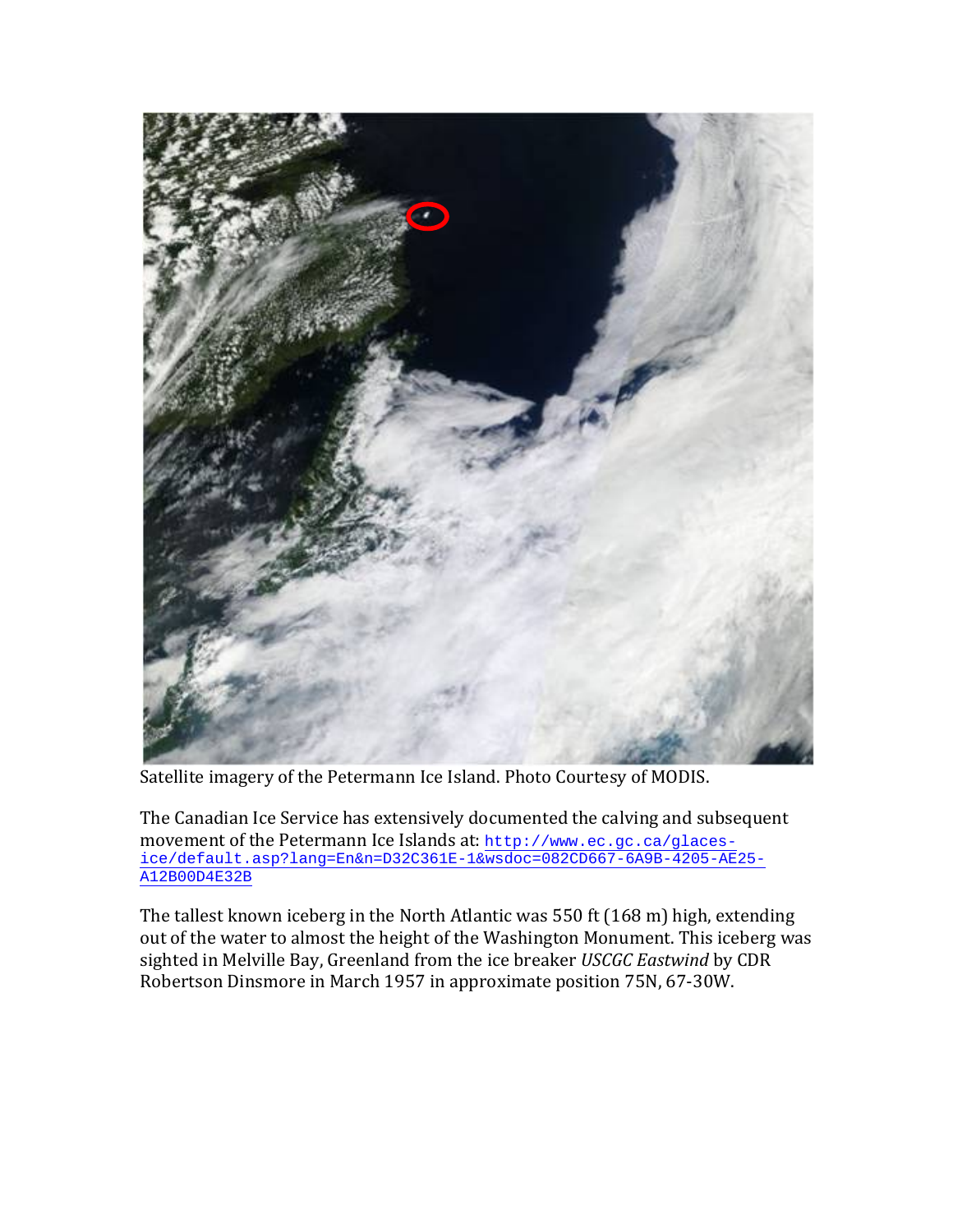Satellite imagery of the Petermann Ice Island. Photo Courtesy of MODIS.

The Canadian Ice Service has extensively documented the calving and subsequent movement of the Petermann Ice Islands at: http://www.ec.gc.ca/glaces-ice/default.asp?lang=En&n=D32C361E-1&wsdoc=082CD667-6A9B-4205-AE25-A12B00D4E32B

The tallest known iceberg in the North Atlantic was 550 ft (168 m) high, extending out of the water to almost the height of the Washington Monument. This iceberg was sighted in Melville Bay, Greenland from the ice breaker *USCGC Eastwind* by CDR Robertson Dinsmore in March 1957 in approximate position 75N, 67-30W.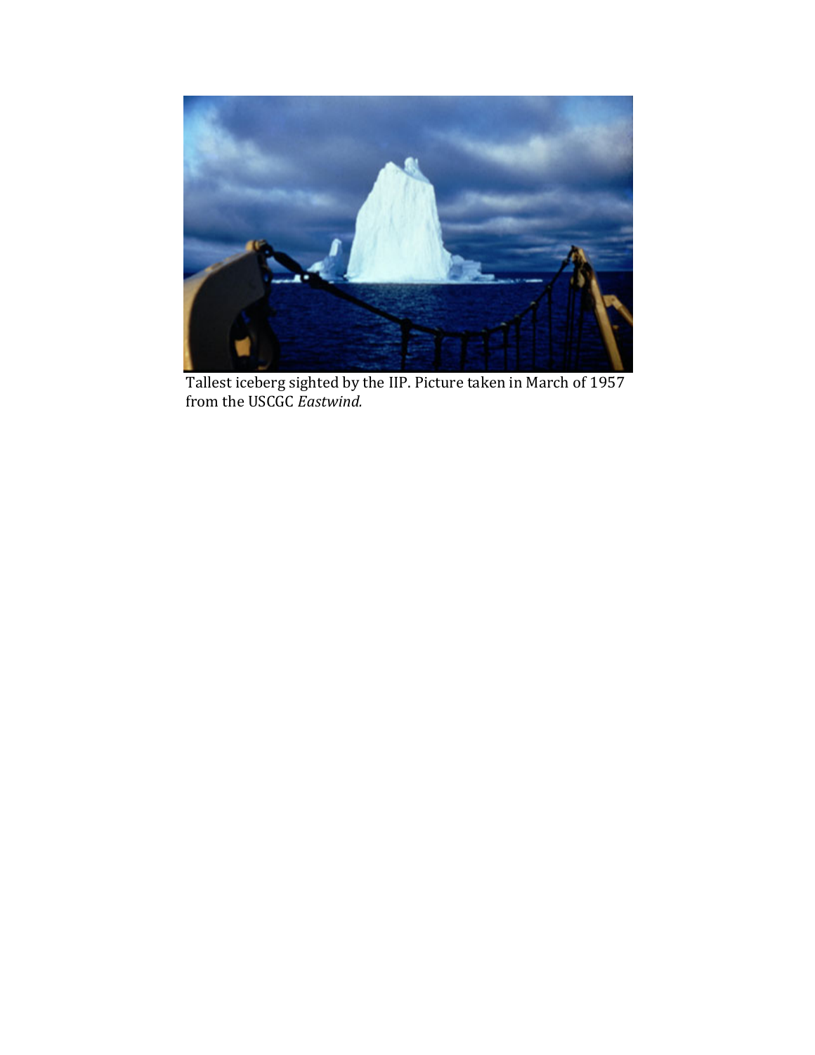Tallest iceberg sighted by the IIP. Picture taken in March of 1957 from the USCGC *Eastwind.*